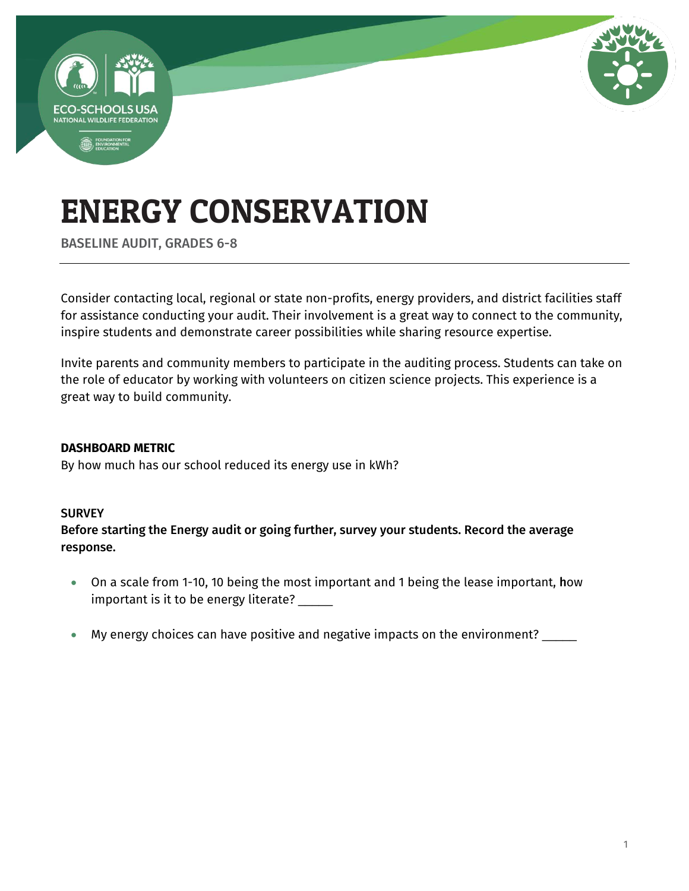ECO-SCHOOLS USA
NATIONAL WILDLIFE FEDERATION
FOUNDATION FOR ENVIRONMENTAL EDUCATION

# ENERGY CONSERVATION

BASELINE AUDIT, GRADES 6-8

Consider contacting local, regional or state non-profits, energy providers, and district facilities staff for assistance conducting your audit. Their involvement is a great way to connect to the community, inspire students and demonstrate career possibilities while sharing resource expertise.

Invite parents and community members to participate in the auditing process. Students can take on the role of educator by working with volunteers on citizen science projects. This experience is a great way to build community.

**DASHBOARD METRIC**

By how much has our school reduced its energy use in kWh?

SURVEY

**Before starting the Energy audit or going further, survey your students. Record the average response.**

- On a scale from 1-10, 10 being the most important and 1 being the lease important, **h**ow important is it to be energy literate? _____
- My energy choices can have positive and negative impacts on the environment? _____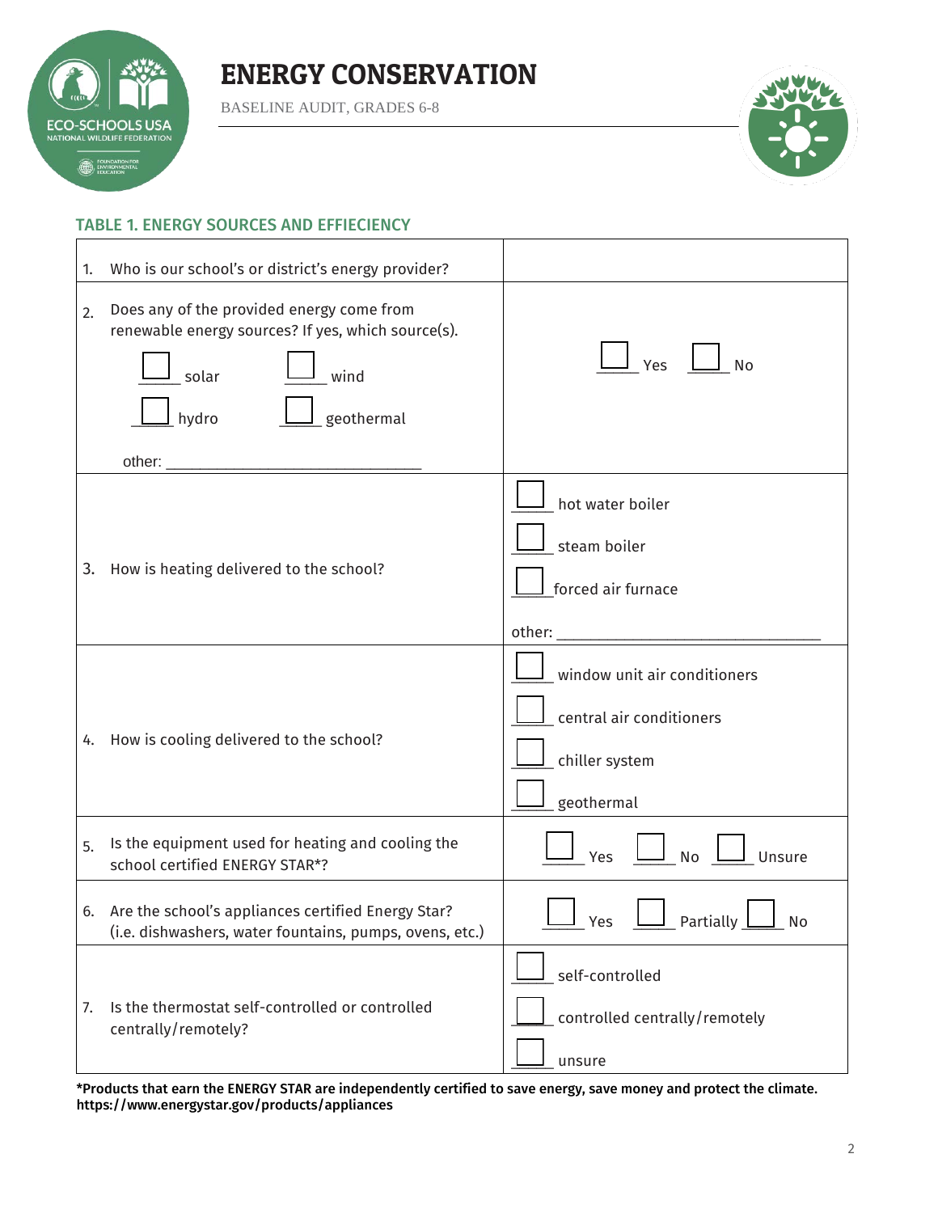# ENERGY CONSERVATION

BASELINE AUDIT, GRADES 6-8

## TABLE 1. ENERGY SOURCES AND EFFIECIENCY

| | |
|---|---|
| 1. Who is our school's or district's energy provider? | |
| 2. Does any of the provided energy come from renewable energy sources? If yes, which source(s).<br>☐ solar ☐ wind<br>☐ hydro ☐ geothermal<br>other: ______________________________ | ☐ Yes ☐ No |
| 3. How is heating delivered to the school? | ☐ hot water boiler<br>☐ steam boiler<br>☐ forced air furnace<br>other: ______________________________ |
| 4. How is cooling delivered to the school? | ☐ window unit air conditioners<br>☐ central air conditioners<br>☐ chiller system<br>☐ geothermal |
| 5. Is the equipment used for heating and cooling the school certified ENERGY STAR*? | ☐ Yes ☐ No ☐ Unsure |
| 6. Are the school's appliances certified Energy Star? (i.e. dishwashers, water fountains, pumps, ovens, etc.) | ☐ Yes ☐ Partially ☐ No |
| 7. Is the thermostat self-controlled or controlled centrally/remotely? | ☐ self-controlled<br>☐ controlled centrally/remotely<br>☐ unsure |

**\*Products that earn the ENERGY STAR are independently certified to save energy, save money and protect the climate. https://www.energystar.gov/products/appliances**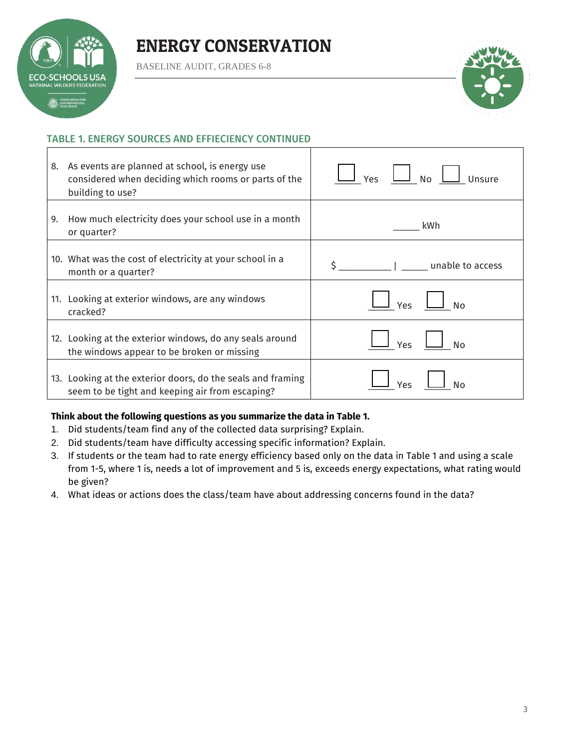# ENERGY CONSERVATION

BASELINE AUDIT, GRADES 6-8

## TABLE 1. ENERGY SOURCES AND EFFIECIENCY CONTINUED

| | |
|---|---|
| 8. As events are planned at school, is energy use considered when deciding which rooms or parts of the building to use? | ☐ Yes ☐ No ☐ Unsure |
| 9. How much electricity does your school use in a month or quarter? | _____ kWh |
| 10. What was the cost of electricity at your school in a month or a quarter? | $ __________ \| _____ unable to access |
| 11. Looking at exterior windows, are any windows cracked? | ☐ Yes ☐ No |
| 12. Looking at the exterior windows, do any seals around the windows appear to be broken or missing | ☐ Yes ☐ No |
| 13. Looking at the exterior doors, do the seals and framing seem to be tight and keeping air from escaping? | ☐ Yes ☐ No |

**Think about the following questions as you summarize the data in Table 1.**

1. Did students/team find any of the collected data surprising? Explain.
2. Did students/team have difficulty accessing specific information? Explain.
3. If students or the team had to rate energy efficiency based only on the data in Table 1 and using a scale from 1-5, where 1 is, needs a lot of improvement and 5 is, exceeds energy expectations, what rating would be given?
4. What ideas or actions does the class/team have about addressing concerns found in the data?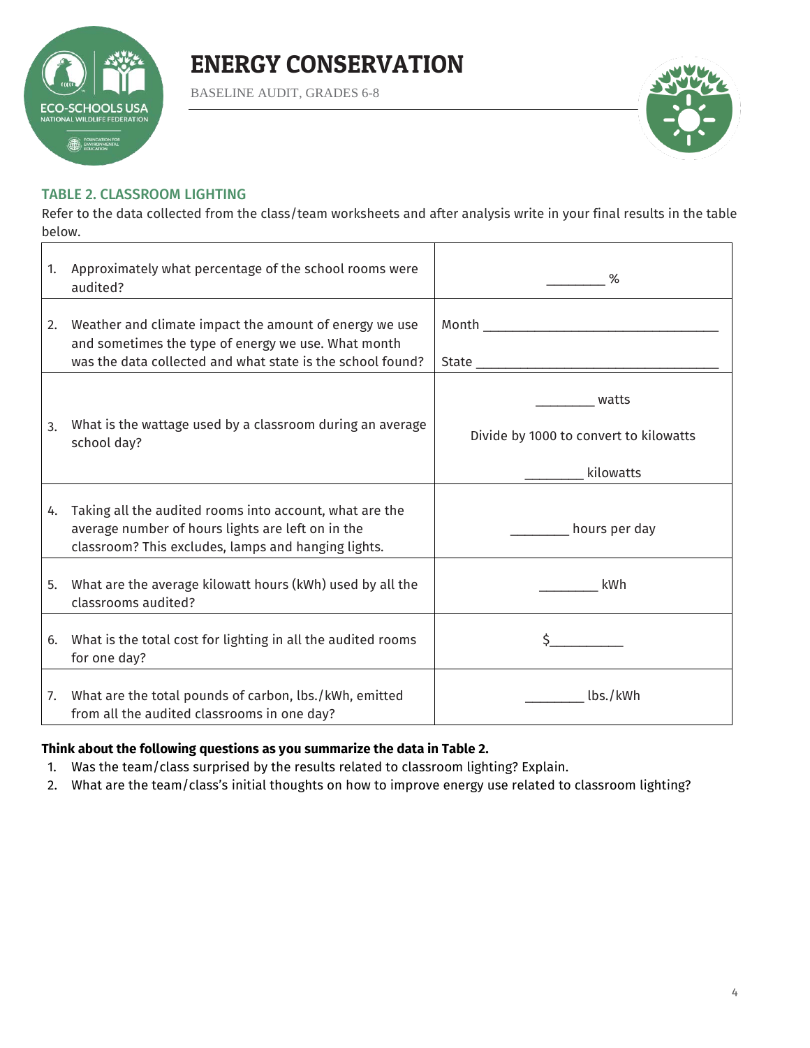# ENERGY CONSERVATION

BASELINE AUDIT, GRADES 6-8

## TABLE 2. CLASSROOM LIGHTING

Refer to the data collected from the class/team worksheets and after analysis write in your final results in the table below.

| | |
|---|---|
| 1. Approximately what percentage of the school rooms were audited? | ________ % |
| 2. Weather and climate impact the amount of energy we use and sometimes the type of energy we use. What month was the data collected and what state is the school found? | Month ________________________________<br>State ________________________________ |
| 3. What is the wattage used by a classroom during an average school day? | ________ watts<br>Divide by 1000 to convert to kilowatts<br>________ kilowatts |
| 4. Taking all the audited rooms into account, what are the average number of hours lights are left on in the classroom? This excludes, lamps and hanging lights. | ________ hours per day |
| 5. What are the average kilowatt hours (kWh) used by all the classrooms audited? | ________ kWh |
| 6. What is the total cost for lighting in all the audited rooms for one day? | $__________ |
| 7. What are the total pounds of carbon, lbs./kWh, emitted from all the audited classrooms in one day? | ________ lbs./kWh |

**Think about the following questions as you summarize the data in Table 2.**

1. Was the team/class surprised by the results related to classroom lighting? Explain.
2. What are the team/class's initial thoughts on how to improve energy use related to classroom lighting?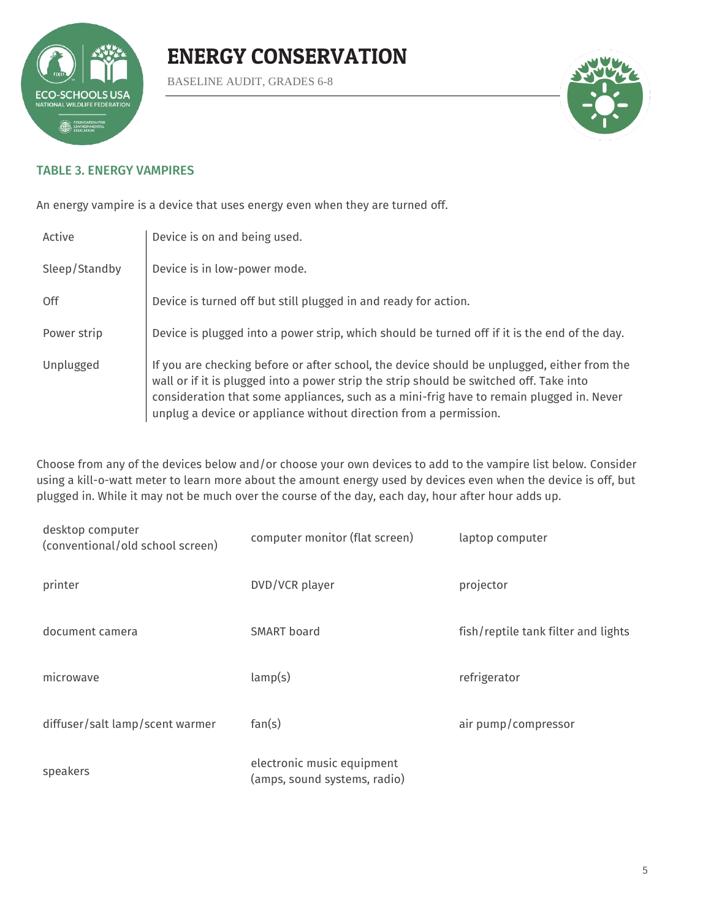# ENERGY CONSERVATION

BASELINE AUDIT, GRADES 6-8

## TABLE 3. ENERGY VAMPIRES

An energy vampire is a device that uses energy even when they are turned off.

| | |
|---|---|
| Active | Device is on and being used. |
| Sleep/Standby | Device is in low-power mode. |
| Off | Device is turned off but still plugged in and ready for action. |
| Power strip | Device is plugged into a power strip, which should be turned off if it is the end of the day. |
| Unplugged | If you are checking before or after school, the device should be unplugged, either from the wall or if it is plugged into a power strip the strip should be switched off. Take into consideration that some appliances, such as a mini-frig have to remain plugged in. Never unplug a device or appliance without direction from a permission. |

Choose from any of the devices below and/or choose your own devices to add to the vampire list below. Consider using a kill-o-watt meter to learn more about the amount energy used by devices even when the device is off, but plugged in. While it may not be much over the course of the day, each day, hour after hour adds up.

| | | |
|---|---|---|
| desktop computer (conventional/old school screen) | computer monitor (flat screen) | laptop computer |
| printer | DVD/VCR player | projector |
| document camera | SMART board | fish/reptile tank filter and lights |
| microwave | lamp(s) | refrigerator |
| diffuser/salt lamp/scent warmer | fan(s) | air pump/compressor |
| speakers | electronic music equipment (amps, sound systems, radio) | |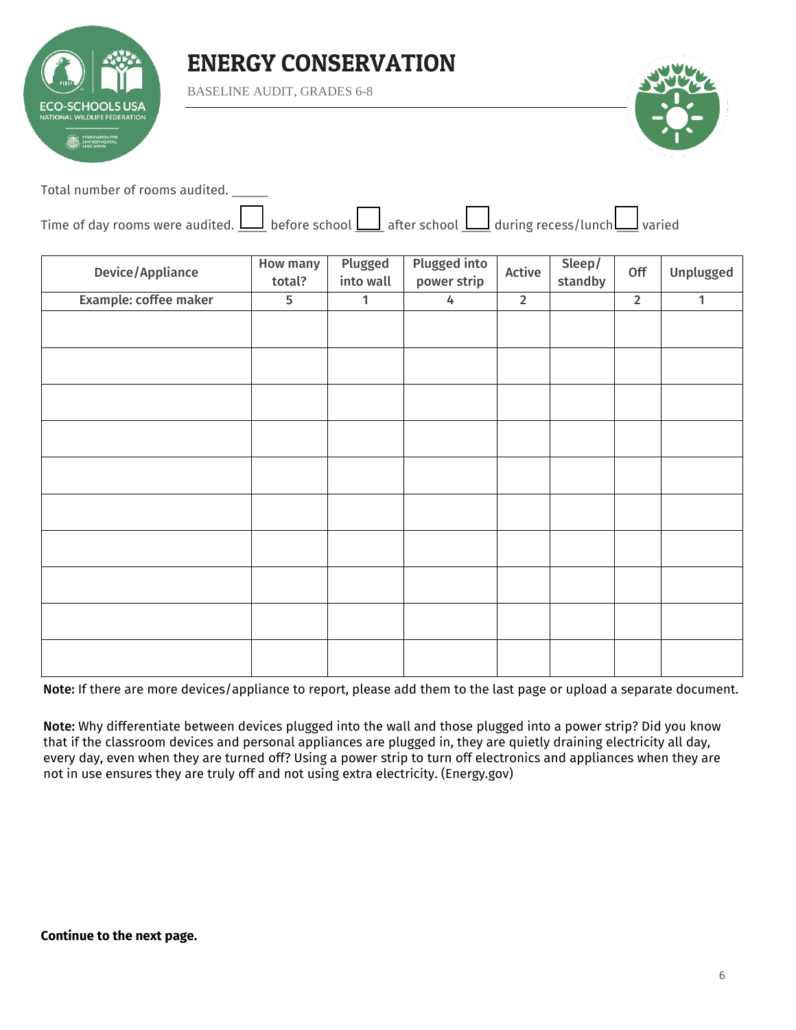# ENERGY CONSERVATION

BASELINE AUDIT, GRADES 6-8

Total number of rooms audited. ______

Time of day rooms were audited. ☐ before school ☐ after school ☐ during recess/lunch ☐ varied

| Device/Appliance | How many total? | Plugged into wall | Plugged into power strip | Active | Sleep/ standby | Off | Unplugged |
|---|---|---|---|---|---|---|---|
| **Example: coffee maker** | 5 | 1 | 4 | 2 | | 2 | 1 |
| | | | | | | | |
| | | | | | | | |
| | | | | | | | |
| | | | | | | | |
| | | | | | | | |
| | | | | | | | |
| | | | | | | | |
| | | | | | | | |
| | | | | | | | |
| | | | | | | | |

**Note:** If there are more devices/appliance to report, please add them to the last page or upload a separate document.

**Note:** Why differentiate between devices plugged into the wall and those plugged into a power strip? Did you know that if the classroom devices and personal appliances are plugged in, they are quietly draining electricity all day, every day, even when they are turned off? Using a power strip to turn off electronics and appliances when they are not in use ensures they are truly off and not using extra electricity. (Energy.gov)

**Continue to the next page.**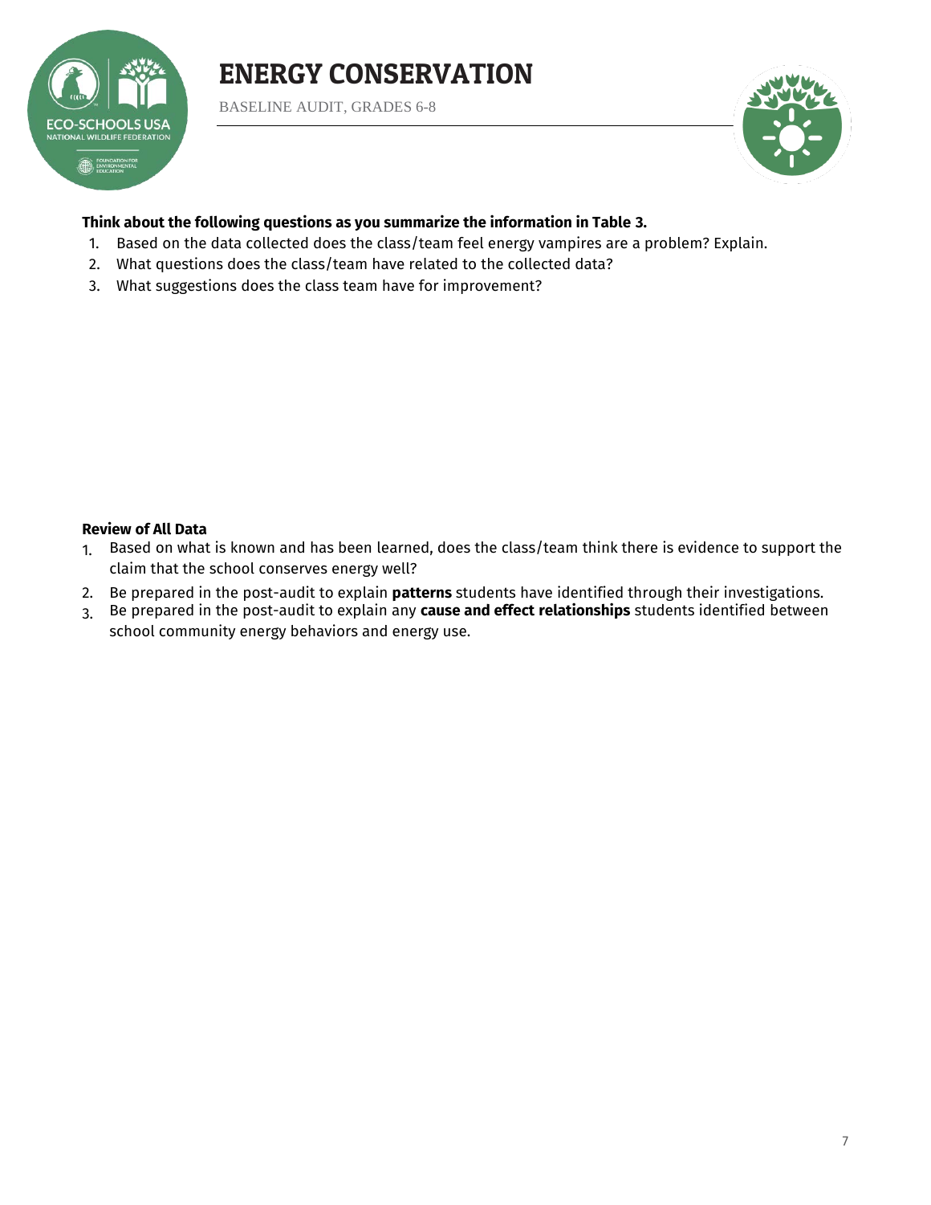# ENERGY CONSERVATION

BASELINE AUDIT, GRADES 6-8

**Think about the following questions as you summarize the information in Table 3.**

1. Based on the data collected does the class/team feel energy vampires are a problem? Explain.
2. What questions does the class/team have related to the collected data?
3. What suggestions does the class team have for improvement?

**Review of All Data**

1. Based on what is known and has been learned, does the class/team think there is evidence to support the claim that the school conserves energy well?
2. Be prepared in the post-audit to explain **patterns** students have identified through their investigations.
3. Be prepared in the post-audit to explain any **cause and effect relationships** students identified between school community energy behaviors and energy use.